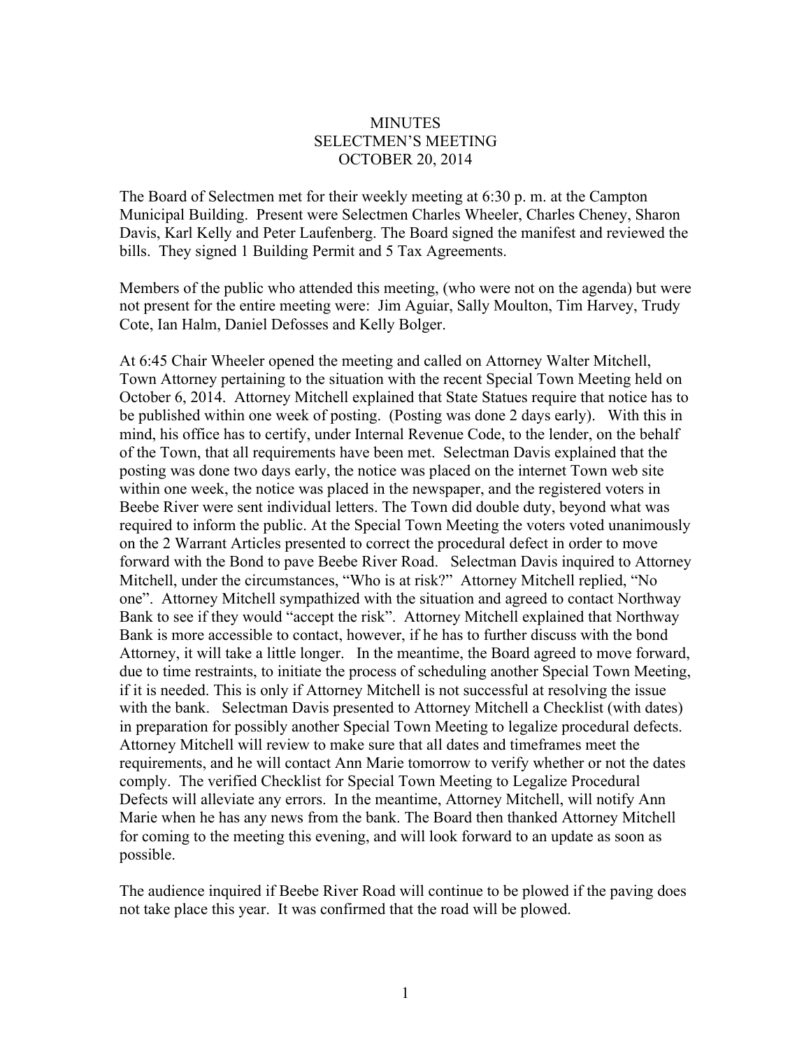# MINUTES
## SELECTMEN'S MEETING
## OCTOBER 20, 2014

The Board of Selectmen met for their weekly meeting at 6:30 p. m. at the Campton Municipal Building. Present were Selectmen Charles Wheeler, Charles Cheney, Sharon Davis, Karl Kelly and Peter Laufenberg. The Board signed the manifest and reviewed the bills. They signed 1 Building Permit and 5 Tax Agreements.

Members of the public who attended this meeting, (who were not on the agenda) but were not present for the entire meeting were: Jim Aguiar, Sally Moulton, Tim Harvey, Trudy Cote, Ian Halm, Daniel Defosses and Kelly Bolger.

At 6:45 Chair Wheeler opened the meeting and called on Attorney Walter Mitchell, Town Attorney pertaining to the situation with the recent Special Town Meeting held on October 6, 2014. Attorney Mitchell explained that State Statues require that notice has to be published within one week of posting. (Posting was done 2 days early). With this in mind, his office has to certify, under Internal Revenue Code, to the lender, on the behalf of the Town, that all requirements have been met. Selectman Davis explained that the posting was done two days early, the notice was placed on the internet Town web site within one week, the notice was placed in the newspaper, and the registered voters in Beebe River were sent individual letters. The Town did double duty, beyond what was required to inform the public. At the Special Town Meeting the voters voted unanimously on the 2 Warrant Articles presented to correct the procedural defect in order to move forward with the Bond to pave Beebe River Road. Selectman Davis inquired to Attorney Mitchell, under the circumstances, "Who is at risk?" Attorney Mitchell replied, "No one". Attorney Mitchell sympathized with the situation and agreed to contact Northway Bank to see if they would "accept the risk". Attorney Mitchell explained that Northway Bank is more accessible to contact, however, if he has to further discuss with the bond Attorney, it will take a little longer. In the meantime, the Board agreed to move forward, due to time restraints, to initiate the process of scheduling another Special Town Meeting, if it is needed. This is only if Attorney Mitchell is not successful at resolving the issue with the bank. Selectman Davis presented to Attorney Mitchell a Checklist (with dates) in preparation for possibly another Special Town Meeting to legalize procedural defects. Attorney Mitchell will review to make sure that all dates and timeframes meet the requirements, and he will contact Ann Marie tomorrow to verify whether or not the dates comply. The verified Checklist for Special Town Meeting to Legalize Procedural Defects will alleviate any errors. In the meantime, Attorney Mitchell, will notify Ann Marie when he has any news from the bank. The Board then thanked Attorney Mitchell for coming to the meeting this evening, and will look forward to an update as soon as possible.

The audience inquired if Beebe River Road will continue to be plowed if the paving does not take place this year. It was confirmed that the road will be plowed.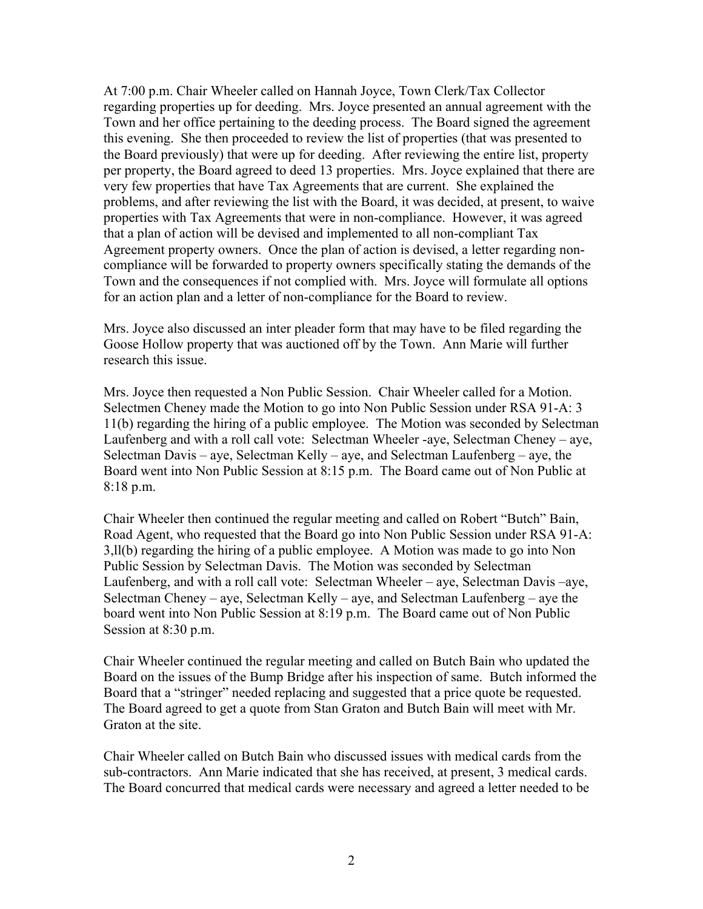At 7:00 p.m. Chair Wheeler called on Hannah Joyce, Town Clerk/Tax Collector regarding properties up for deeding. Mrs. Joyce presented an annual agreement with the Town and her office pertaining to the deeding process. The Board signed the agreement this evening. She then proceeded to review the list of properties (that was presented to the Board previously) that were up for deeding. After reviewing the entire list, property per property, the Board agreed to deed 13 properties. Mrs. Joyce explained that there are very few properties that have Tax Agreements that are current. She explained the problems, and after reviewing the list with the Board, it was decided, at present, to waive properties with Tax Agreements that were in non-compliance. However, it was agreed that a plan of action will be devised and implemented to all non-compliant Tax Agreement property owners. Once the plan of action is devised, a letter regarding non-compliance will be forwarded to property owners specifically stating the demands of the Town and the consequences if not complied with. Mrs. Joyce will formulate all options for an action plan and a letter of non-compliance for the Board to review.

Mrs. Joyce also discussed an inter pleader form that may have to be filed regarding the Goose Hollow property that was auctioned off by the Town. Ann Marie will further research this issue.

Mrs. Joyce then requested a Non Public Session. Chair Wheeler called for a Motion. Selectmen Cheney made the Motion to go into Non Public Session under RSA 91-A: 3 11(b) regarding the hiring of a public employee. The Motion was seconded by Selectman Laufenberg and with a roll call vote: Selectman Wheeler -aye, Selectman Cheney – aye, Selectman Davis – aye, Selectman Kelly – aye, and Selectman Laufenberg – aye, the Board went into Non Public Session at 8:15 p.m. The Board came out of Non Public at 8:18 p.m.

Chair Wheeler then continued the regular meeting and called on Robert "Butch" Bain, Road Agent, who requested that the Board go into Non Public Session under RSA 91-A: 3,ll(b) regarding the hiring of a public employee. A Motion was made to go into Non Public Session by Selectman Davis. The Motion was seconded by Selectman Laufenberg, and with a roll call vote: Selectman Wheeler – aye, Selectman Davis –aye, Selectman Cheney – aye, Selectman Kelly – aye, and Selectman Laufenberg – aye the board went into Non Public Session at 8:19 p.m. The Board came out of Non Public Session at 8:30 p.m.

Chair Wheeler continued the regular meeting and called on Butch Bain who updated the Board on the issues of the Bump Bridge after his inspection of same. Butch informed the Board that a "stringer" needed replacing and suggested that a price quote be requested. The Board agreed to get a quote from Stan Graton and Butch Bain will meet with Mr. Graton at the site.

Chair Wheeler called on Butch Bain who discussed issues with medical cards from the sub-contractors. Ann Marie indicated that she has received, at present, 3 medical cards. The Board concurred that medical cards were necessary and agreed a letter needed to be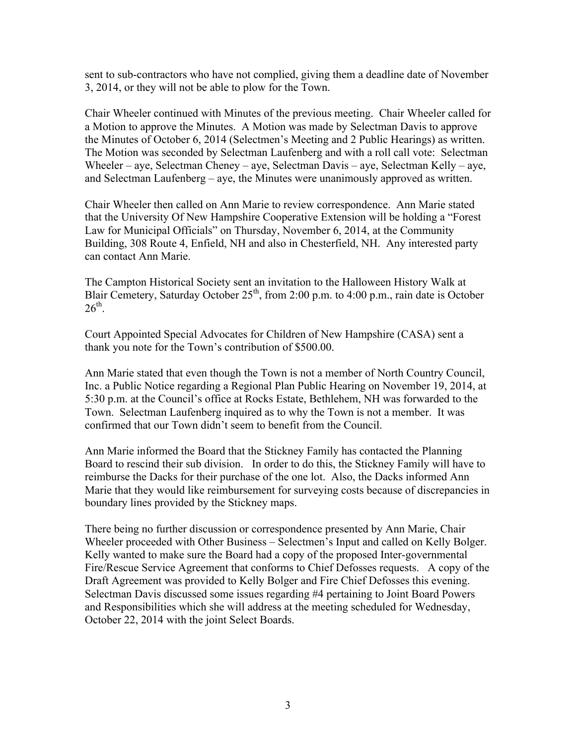sent to sub-contractors who have not complied, giving them a deadline date of November 3, 2014, or they will not be able to plow for the Town.

Chair Wheeler continued with Minutes of the previous meeting. Chair Wheeler called for a Motion to approve the Minutes. A Motion was made by Selectman Davis to approve the Minutes of October 6, 2014 (Selectmen's Meeting and 2 Public Hearings) as written. The Motion was seconded by Selectman Laufenberg and with a roll call vote: Selectman Wheeler – aye, Selectman Cheney – aye, Selectman Davis – aye, Selectman Kelly – aye, and Selectman Laufenberg – aye, the Minutes were unanimously approved as written.

Chair Wheeler then called on Ann Marie to review correspondence. Ann Marie stated that the University Of New Hampshire Cooperative Extension will be holding a "Forest Law for Municipal Officials" on Thursday, November 6, 2014, at the Community Building, 308 Route 4, Enfield, NH and also in Chesterfield, NH. Any interested party can contact Ann Marie.

The Campton Historical Society sent an invitation to the Halloween History Walk at Blair Cemetery, Saturday October 25th, from 2:00 p.m. to 4:00 p.m., rain date is October 26th.

Court Appointed Special Advocates for Children of New Hampshire (CASA) sent a thank you note for the Town's contribution of $500.00.

Ann Marie stated that even though the Town is not a member of North Country Council, Inc. a Public Notice regarding a Regional Plan Public Hearing on November 19, 2014, at 5:30 p.m. at the Council's office at Rocks Estate, Bethlehem, NH was forwarded to the Town. Selectman Laufenberg inquired as to why the Town is not a member. It was confirmed that our Town didn't seem to benefit from the Council.

Ann Marie informed the Board that the Stickney Family has contacted the Planning Board to rescind their sub division. In order to do this, the Stickney Family will have to reimburse the Dacks for their purchase of the one lot. Also, the Dacks informed Ann Marie that they would like reimbursement for surveying costs because of discrepancies in boundary lines provided by the Stickney maps.

There being no further discussion or correspondence presented by Ann Marie, Chair Wheeler proceeded with Other Business – Selectmen's Input and called on Kelly Bolger. Kelly wanted to make sure the Board had a copy of the proposed Inter-governmental Fire/Rescue Service Agreement that conforms to Chief Defosses requests. A copy of the Draft Agreement was provided to Kelly Bolger and Fire Chief Defosses this evening. Selectman Davis discussed some issues regarding #4 pertaining to Joint Board Powers and Responsibilities which she will address at the meeting scheduled for Wednesday, October 22, 2014 with the joint Select Boards.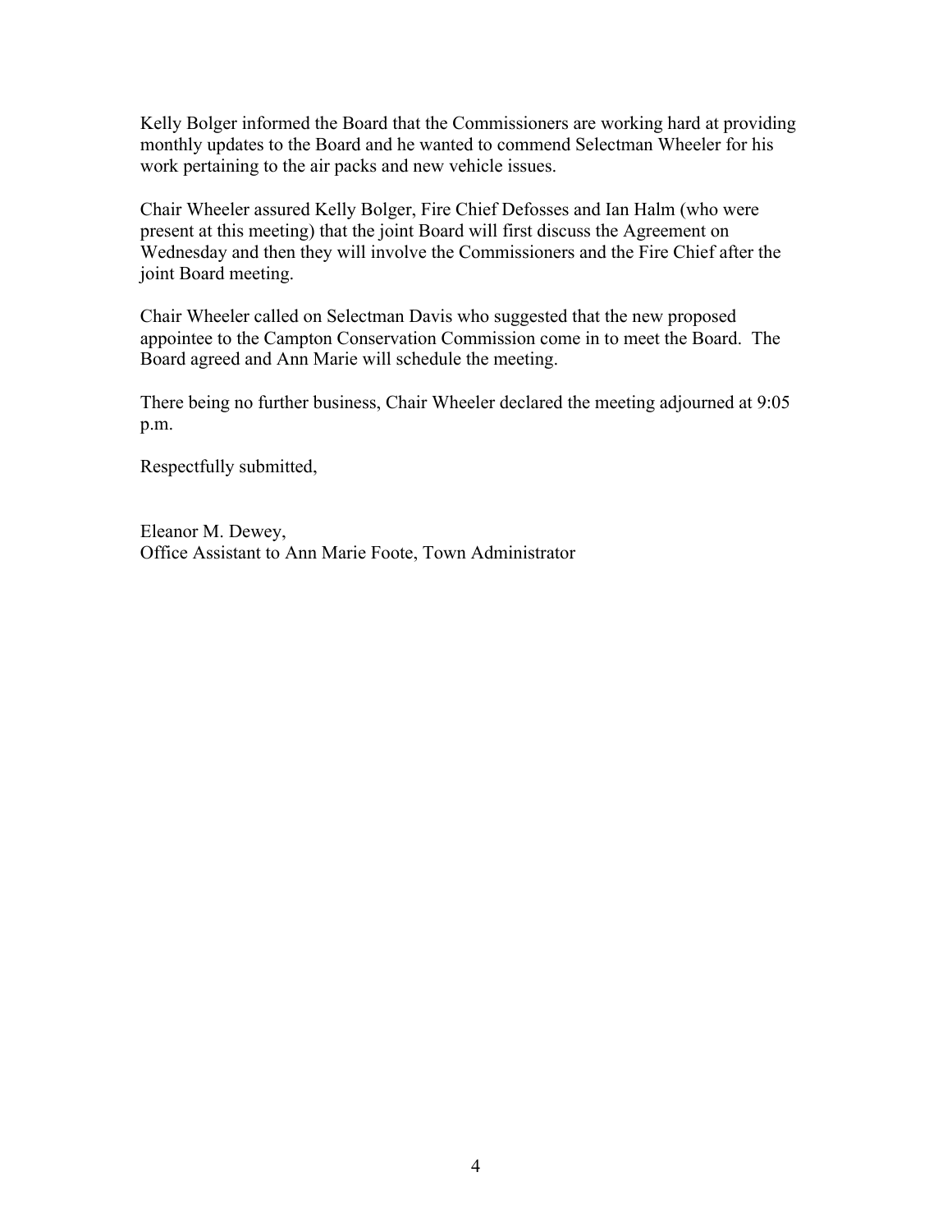Kelly Bolger informed the Board that the Commissioners are working hard at providing monthly updates to the Board and he wanted to commend Selectman Wheeler for his work pertaining to the air packs and new vehicle issues.

Chair Wheeler assured Kelly Bolger, Fire Chief Defosses and Ian Halm (who were present at this meeting) that the joint Board will first discuss the Agreement on Wednesday and then they will involve the Commissioners and the Fire Chief after the joint Board meeting.

Chair Wheeler called on Selectman Davis who suggested that the new proposed appointee to the Campton Conservation Commission come in to meet the Board. The Board agreed and Ann Marie will schedule the meeting.

There being no further business, Chair Wheeler declared the meeting adjourned at 9:05 p.m.

Respectfully submitted,

Eleanor M. Dewey,
Office Assistant to Ann Marie Foote, Town Administrator